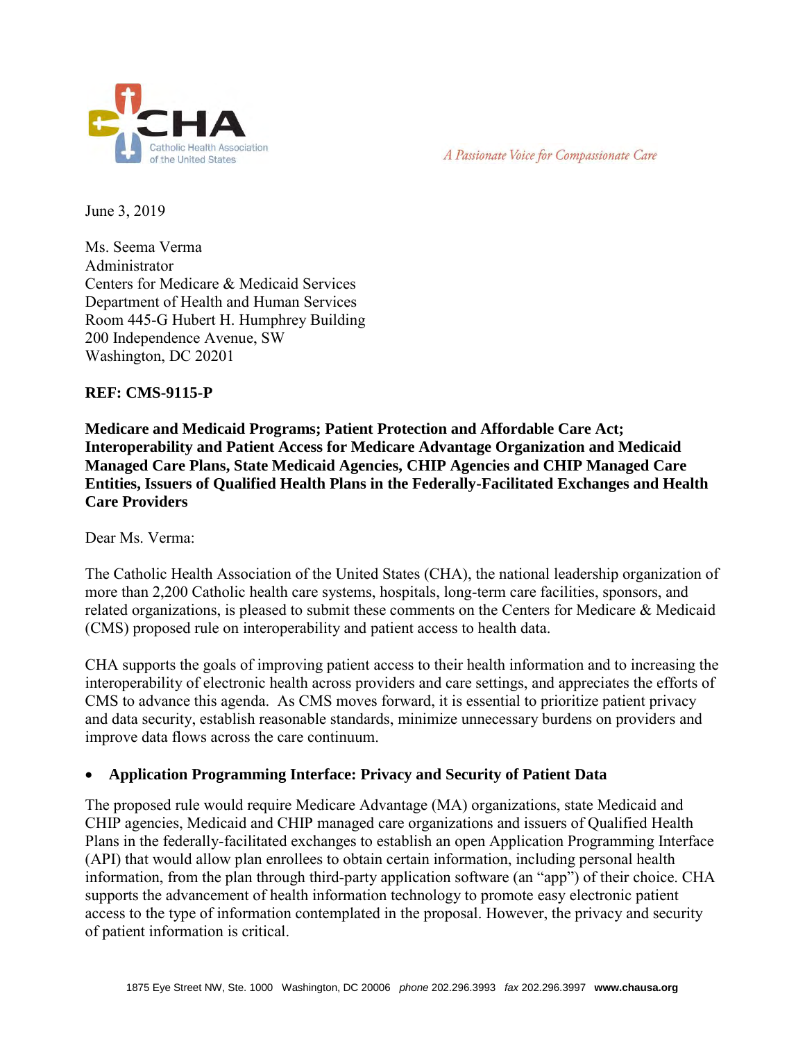*A Passionate Voice for Compassionate Care*

June 3, 2019

Ms. Seema Verma
Administrator
Centers for Medicare & Medicaid Services
Department of Health and Human Services
Room 445-G Hubert H. Humphrey Building
200 Independence Avenue, SW
Washington, DC 20201

**REF: CMS-9115-P**

**Medicare and Medicaid Programs; Patient Protection and Affordable Care Act; Interoperability and Patient Access for Medicare Advantage Organization and Medicaid Managed Care Plans, State Medicaid Agencies, CHIP Agencies and CHIP Managed Care Entities, Issuers of Qualified Health Plans in the Federally-Facilitated Exchanges and Health Care Providers**

Dear Ms. Verma:

The Catholic Health Association of the United States (CHA), the national leadership organization of more than 2,200 Catholic health care systems, hospitals, long-term care facilities, sponsors, and related organizations, is pleased to submit these comments on the Centers for Medicare & Medicaid (CMS) proposed rule on interoperability and patient access to health data.

CHA supports the goals of improving patient access to their health information and to increasing the interoperability of electronic health across providers and care settings, and appreciates the efforts of CMS to advance this agenda. As CMS moves forward, it is essential to prioritize patient privacy and data security, establish reasonable standards, minimize unnecessary burdens on providers and improve data flows across the care continuum.

- **Application Programming Interface: Privacy and Security of Patient Data**

The proposed rule would require Medicare Advantage (MA) organizations, state Medicaid and CHIP agencies, Medicaid and CHIP managed care organizations and issuers of Qualified Health Plans in the federally-facilitated exchanges to establish an open Application Programming Interface (API) that would allow plan enrollees to obtain certain information, including personal health information, from the plan through third-party application software (an "app") of their choice. CHA supports the advancement of health information technology to promote easy electronic patient access to the type of information contemplated in the proposal. However, the privacy and security of patient information is critical.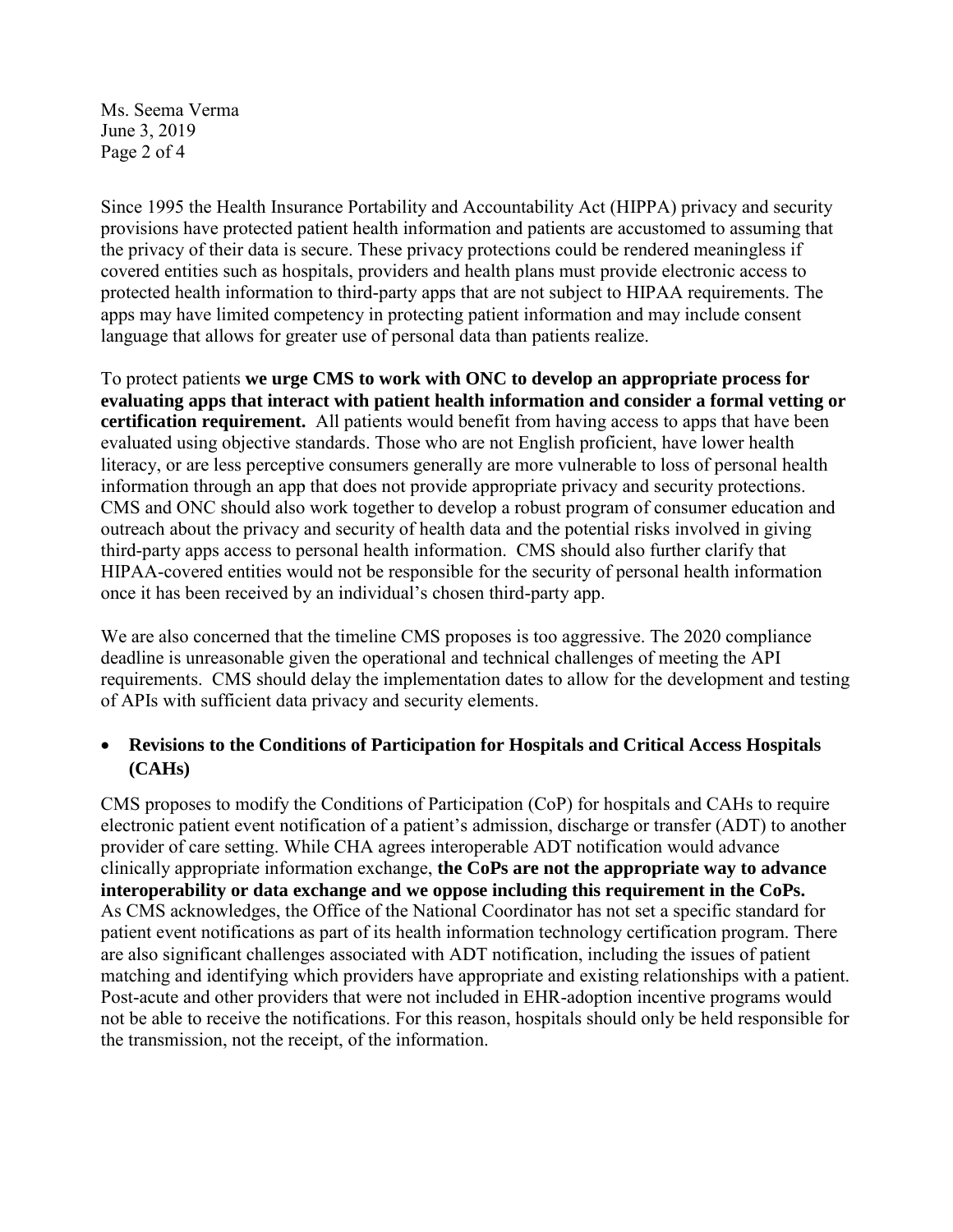Since 1995 the Health Insurance Portability and Accountability Act (HIPPA) privacy and security provisions have protected patient health information and patients are accustomed to assuming that the privacy of their data is secure. These privacy protections could be rendered meaningless if covered entities such as hospitals, providers and health plans must provide electronic access to protected health information to third-party apps that are not subject to HIPAA requirements. The apps may have limited competency in protecting patient information and may include consent language that allows for greater use of personal data than patients realize.

To protect patients **we urge CMS to work with ONC to develop an appropriate process for evaluating apps that interact with patient health information and consider a formal vetting or certification requirement.** All patients would benefit from having access to apps that have been evaluated using objective standards. Those who are not English proficient, have lower health literacy, or are less perceptive consumers generally are more vulnerable to loss of personal health information through an app that does not provide appropriate privacy and security protections. CMS and ONC should also work together to develop a robust program of consumer education and outreach about the privacy and security of health data and the potential risks involved in giving third-party apps access to personal health information. CMS should also further clarify that HIPAA-covered entities would not be responsible for the security of personal health information once it has been received by an individual's chosen third-party app.

We are also concerned that the timeline CMS proposes is too aggressive. The 2020 compliance deadline is unreasonable given the operational and technical challenges of meeting the API requirements. CMS should delay the implementation dates to allow for the development and testing of APIs with sufficient data privacy and security elements.

- **Revisions to the Conditions of Participation for Hospitals and Critical Access Hospitals (CAHs)**

CMS proposes to modify the Conditions of Participation (CoP) for hospitals and CAHs to require electronic patient event notification of a patient's admission, discharge or transfer (ADT) to another provider of care setting. While CHA agrees interoperable ADT notification would advance clinically appropriate information exchange, **the CoPs are not the appropriate way to advance interoperability or data exchange and we oppose including this requirement in the CoPs.** As CMS acknowledges, the Office of the National Coordinator has not set a specific standard for patient event notifications as part of its health information technology certification program. There are also significant challenges associated with ADT notification, including the issues of patient matching and identifying which providers have appropriate and existing relationships with a patient. Post-acute and other providers that were not included in EHR-adoption incentive programs would not be able to receive the notifications. For this reason, hospitals should only be held responsible for the transmission, not the receipt, of the information.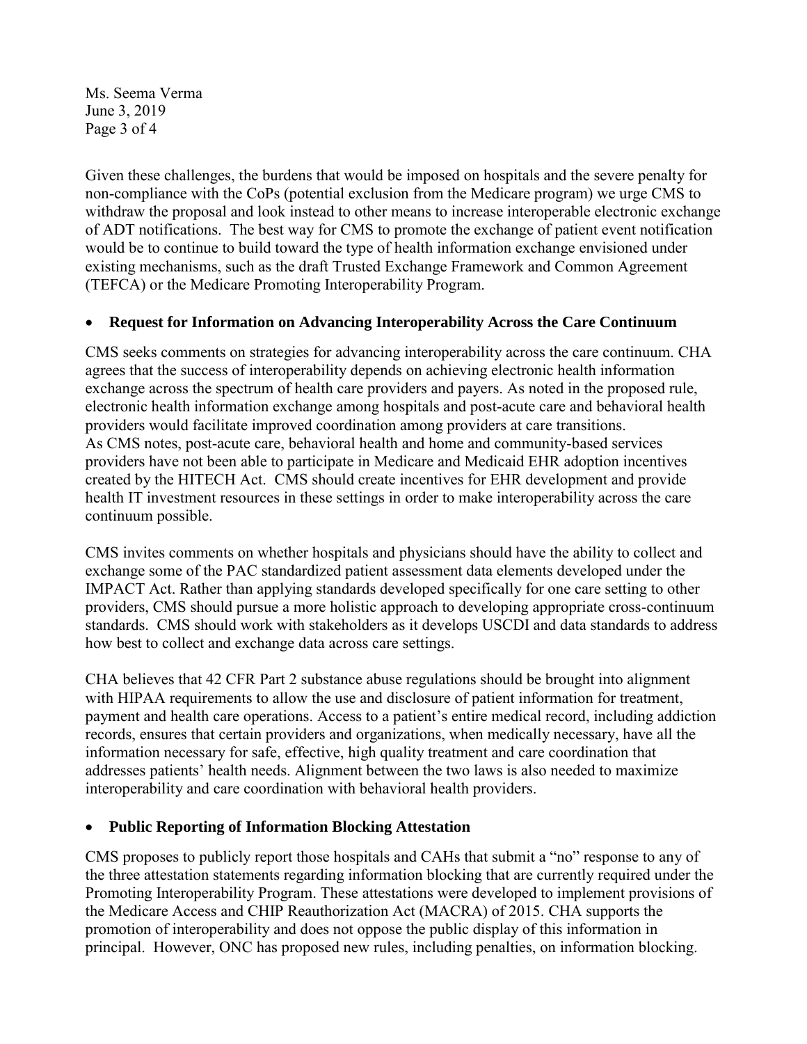Given these challenges, the burdens that would be imposed on hospitals and the severe penalty for non-compliance with the CoPs (potential exclusion from the Medicare program) we urge CMS to withdraw the proposal and look instead to other means to increase interoperable electronic exchange of ADT notifications. The best way for CMS to promote the exchange of patient event notification would be to continue to build toward the type of health information exchange envisioned under existing mechanisms, such as the draft Trusted Exchange Framework and Common Agreement (TEFCA) or the Medicare Promoting Interoperability Program.

- **Request for Information on Advancing Interoperability Across the Care Continuum**

CMS seeks comments on strategies for advancing interoperability across the care continuum. CHA agrees that the success of interoperability depends on achieving electronic health information exchange across the spectrum of health care providers and payers. As noted in the proposed rule, electronic health information exchange among hospitals and post-acute care and behavioral health providers would facilitate improved coordination among providers at care transitions.
As CMS notes, post-acute care, behavioral health and home and community-based services providers have not been able to participate in Medicare and Medicaid EHR adoption incentives created by the HITECH Act. CMS should create incentives for EHR development and provide health IT investment resources in these settings in order to make interoperability across the care continuum possible.

CMS invites comments on whether hospitals and physicians should have the ability to collect and exchange some of the PAC standardized patient assessment data elements developed under the IMPACT Act. Rather than applying standards developed specifically for one care setting to other providers, CMS should pursue a more holistic approach to developing appropriate cross-continuum standards. CMS should work with stakeholders as it develops USCDI and data standards to address how best to collect and exchange data across care settings.

CHA believes that 42 CFR Part 2 substance abuse regulations should be brought into alignment with HIPAA requirements to allow the use and disclosure of patient information for treatment, payment and health care operations. Access to a patient's entire medical record, including addiction records, ensures that certain providers and organizations, when medically necessary, have all the information necessary for safe, effective, high quality treatment and care coordination that addresses patients' health needs. Alignment between the two laws is also needed to maximize interoperability and care coordination with behavioral health providers.

- **Public Reporting of Information Blocking Attestation**

CMS proposes to publicly report those hospitals and CAHs that submit a "no" response to any of the three attestation statements regarding information blocking that are currently required under the Promoting Interoperability Program. These attestations were developed to implement provisions of the Medicare Access and CHIP Reauthorization Act (MACRA) of 2015. CHA supports the promotion of interoperability and does not oppose the public display of this information in principal. However, ONC has proposed new rules, including penalties, on information blocking.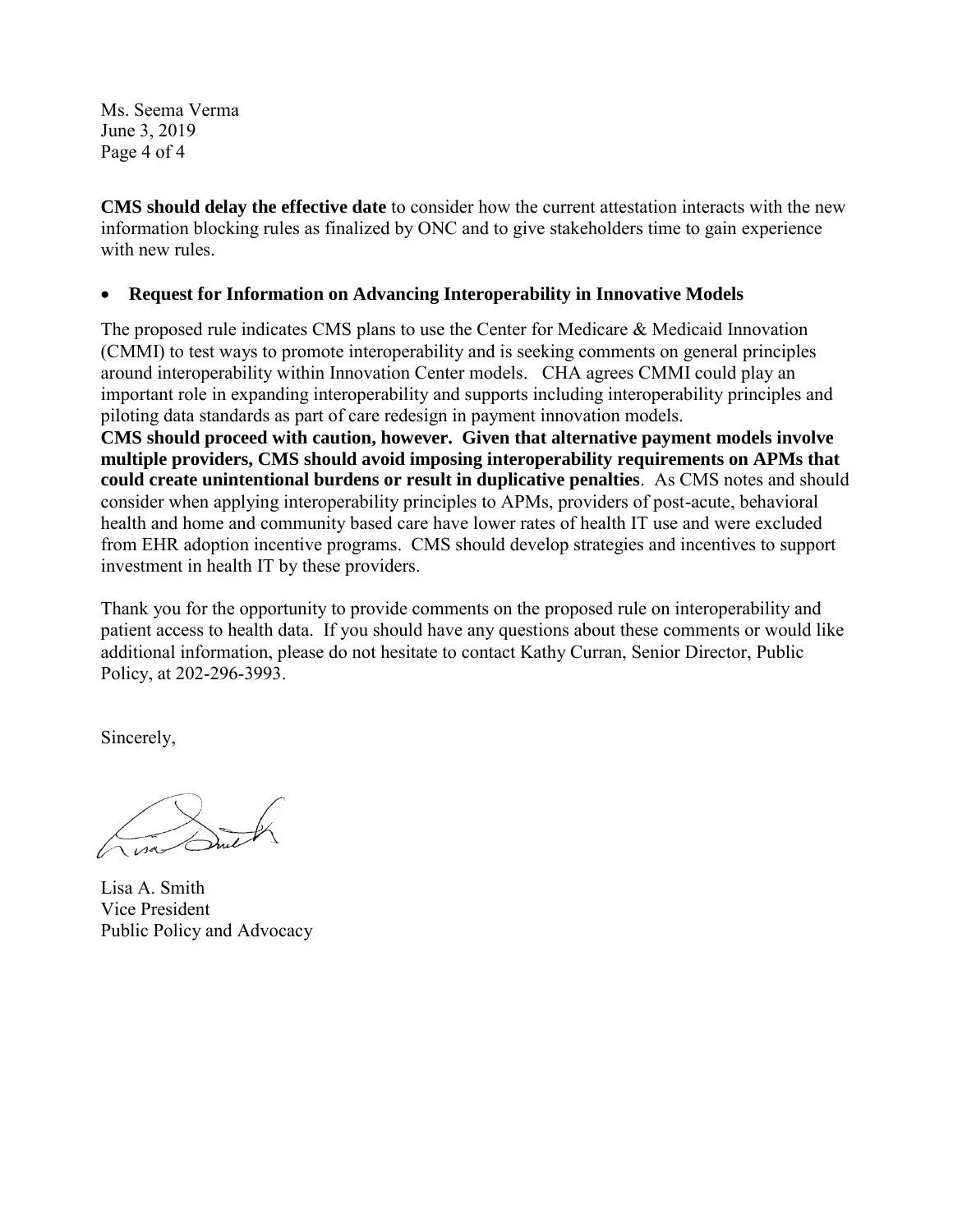**CMS should delay the effective date** to consider how the current attestation interacts with the new information blocking rules as finalized by ONC and to give stakeholders time to gain experience with new rules.

- **Request for Information on Advancing Interoperability in Innovative Models**

The proposed rule indicates CMS plans to use the Center for Medicare & Medicaid Innovation (CMMI) to test ways to promote interoperability and is seeking comments on general principles around interoperability within Innovation Center models. CHA agrees CMMI could play an important role in expanding interoperability and supports including interoperability principles and piloting data standards as part of care redesign in payment innovation models. **CMS should proceed with caution, however. Given that alternative payment models involve multiple providers, CMS should avoid imposing interoperability requirements on APMs that could create unintentional burdens or result in duplicative penalties**. As CMS notes and should consider when applying interoperability principles to APMs, providers of post-acute, behavioral health and home and community based care have lower rates of health IT use and were excluded from EHR adoption incentive programs. CMS should develop strategies and incentives to support investment in health IT by these providers.

Thank you for the opportunity to provide comments on the proposed rule on interoperability and patient access to health data. If you should have any questions about these comments or would like additional information, please do not hesitate to contact Kathy Curran, Senior Director, Public Policy, at 202-296-3993.

Sincerely,

Lisa A. Smith
Vice President
Public Policy and Advocacy